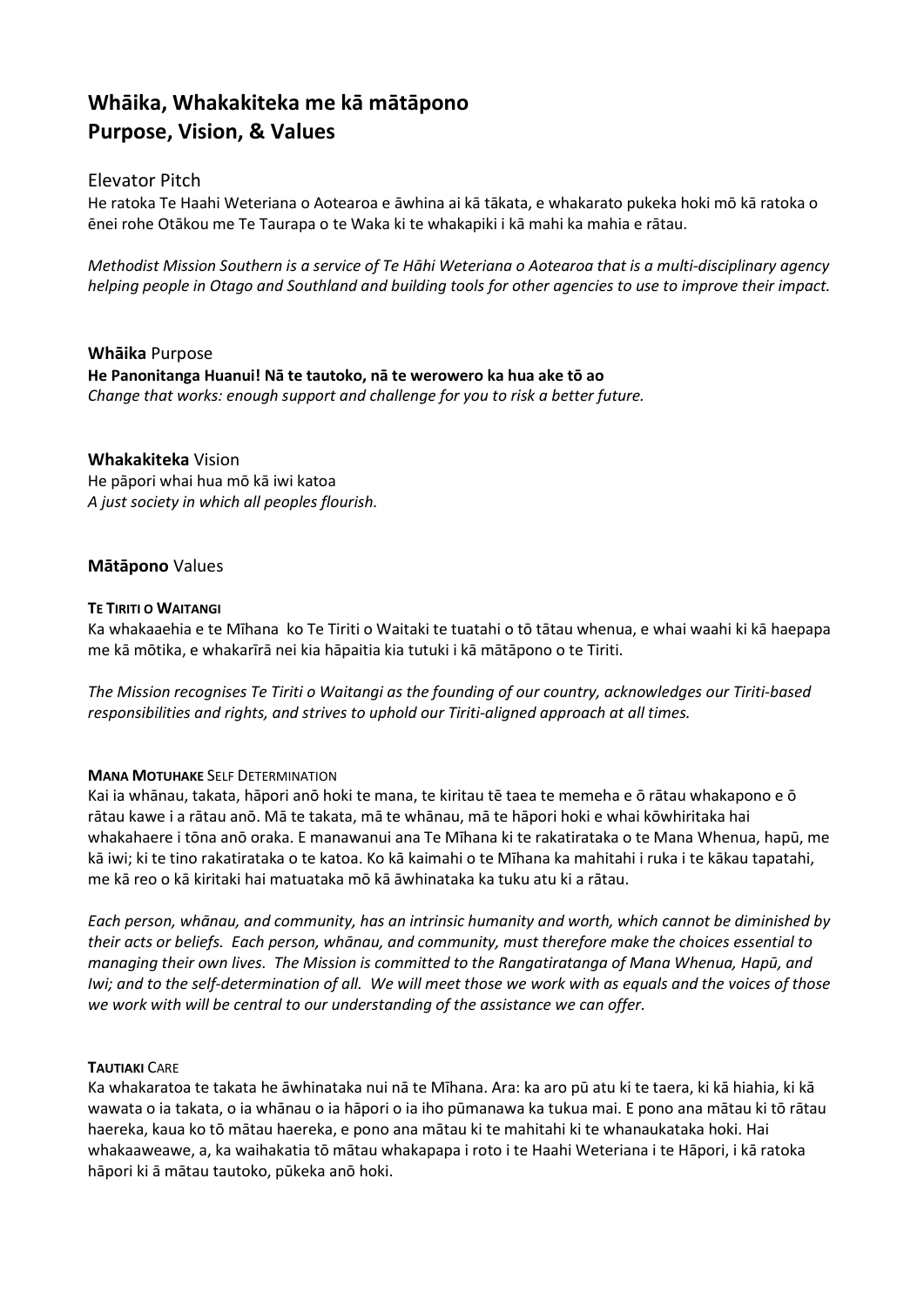# Whāika, Whakakiteka me kā mātāpono
# Purpose, Vision, & Values

## Elevator Pitch

He ratoka Te Haahi Weteriana o Aotearoa e āwhina ai kā tākata, e whakarato pukeka hoki mō kā ratoka o ēnei rohe Otākou me Te Taurapa o te Waka ki te whakapiki i kā mahi ka mahia e rātau.

*Methodist Mission Southern is a service of Te Hāhi Weteriana o Aotearoa that is a multi-disciplinary agency helping people in Otago and Southland and building tools for other agencies to use to improve their impact.*

**Whāika** Purpose

**He Panonitanga Huanui! Nā te tautoko, nā te werowero ka hua ake tō ao**

*Change that works: enough support and challenge for you to risk a better future.*

**Whakakiteka** Vision

He pāpori whai hua mō kā iwi katoa

*A just society in which all peoples flourish.*

### **Mātāpono** Values

**TE TIRITI O WAITANGI**

Ka whakaaehia e te Mīhana ko Te Tiriti o Waitaki te tuatahi o tō tātau whenua, e whai waahi ki kā haepapa me kā mōtika, e whakarīrā nei kia hāpaitia kia tutuki i kā mātāpono o te Tiriti.

*The Mission recognises Te Tiriti o Waitangi as the founding of our country, acknowledges our Tiriti-based responsibilities and rights, and strives to uphold our Tiriti-aligned approach at all times.*

**MANA MOTUHAKE** SELF DETERMINATION

Kai ia whānau, takata, hāpori anō hoki te mana, te kiritau tē taea te memeha e ō rātau whakapono e ō rātau kawe i a rātau anō. Mā te takata, mā te whānau, mā te hāpori hoki e whai kōwhiritaka hai whakahaere i tōna anō oraka. E manawanui ana Te Mīhana ki te rakatirataka o te Mana Whenua, hapū, me kā iwi; ki te tino rakatirataka o te katoa. Ko kā kaimahi o te Mīhana ka mahitahi i ruka i te kākau tapatahi, me kā reo o kā kiritaki hai matuataka mō kā āwhinataka ka tuku atu ki a rātau.

*Each person, whānau, and community, has an intrinsic humanity and worth, which cannot be diminished by their acts or beliefs. Each person, whānau, and community, must therefore make the choices essential to managing their own lives. The Mission is committed to the Rangatiratanga of Mana Whenua, Hapū, and Iwi; and to the self-determination of all. We will meet those we work with as equals and the voices of those we work with will be central to our understanding of the assistance we can offer.*

**TAUTIAKI** CARE

Ka whakaratoa te takata he āwhinataka nui nā te Mīhana. Ara: ka aro pū atu ki te taera, ki kā hiahia, ki kā wawata o ia takata, o ia whānau o ia hāpori o ia iho pūmanawa ka tukua mai. E pono ana mātau ki tō rātau haereka, kaua ko tō mātau haereka, e pono ana mātau ki te mahitahi ki te whanaukataka hoki. Hai whakaaweawe, a, ka waihakatia tō mātau whakapapa i roto i te Haahi Weteriana i te Hāpori, i kā ratoka hāpori ki ā mātau tautoko, pūkeka anō hoki.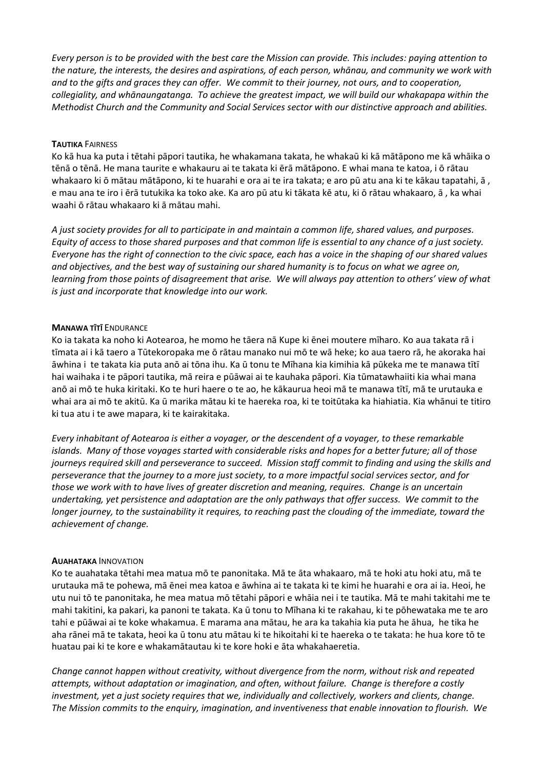*Every person is to be provided with the best care the Mission can provide. This includes: paying attention to the nature, the interests, the desires and aspirations, of each person, whānau, and community we work with and to the gifts and graces they can offer. We commit to their journey, not ours, and to cooperation, collegiality, and whānaungatanga. To achieve the greatest impact, we will build our whakapapa within the Methodist Church and the Community and Social Services sector with our distinctive approach and abilities.*

**TAUTIKA** FAIRNESS

Ko kā hua ka puta i tētahi pāpori tautika, he whakamana takata, he whakaū ki kā mātāpono me kā whāika o tēnā o tēnā. He mana taurite e whakauru ai te takata ki ērā mātāpono. E whai mana te katoa, i ō rātau whakaaro ki ō mātau mātāpono, ki te huarahi e ora ai te ira takata; e aro pū atu ana ki te kākau tapatahi, ā , e mau ana te iro i ērā tutukika ka toko ake. Ka aro pū atu ki tākata kē atu, ki ō rātau whakaaro, ā , ka whai waahi ō rātau whakaaro ki ā mātau mahi.

*A just society provides for all to participate in and maintain a common life, shared values, and purposes. Equity of access to those shared purposes and that common life is essential to any chance of a just society. Everyone has the right of connection to the civic space, each has a voice in the shaping of our shared values and objectives, and the best way of sustaining our shared humanity is to focus on what we agree on, learning from those points of disagreement that arise. We will always pay attention to others' view of what is just and incorporate that knowledge into our work.*

**MANAWA TĪTĪ** ENDURANCE

Ko ia takata ka noho ki Aotearoa, he momo he tāera nā Kupe ki ēnei moutere mīharo. Ko aua takata rā i tīmata ai i kā taero a Tūtekoropaka me ō rātau manako nui mō te wā heke; ko aua taero rā, he akoraka hai āwhina i te takata kia puta anō ai tōna ihu. Ka ū tonu te Mīhana kia kimihia kā pūkeka me te manawa tītī hai waihaka i te pāpori tautika, mā reira e pūāwai ai te kauhaka pāpori. Kia tūmatawhaiiti kia whai mana anō ai mō te huka kiritaki. Ko te huri haere o te ao, he kākaurua heoi mā te manawa tītī, mā te urutauka e whai ara ai mō te akitū. Ka ū marika mātau ki te haereka roa, ki te toitūtaka ka hiahiatia. Kia whānui te titiro ki tua atu i te awe mapara, ki te kairakitaka.

*Every inhabitant of Aotearoa is either a voyager, or the descendent of a voyager, to these remarkable islands. Many of those voyages started with considerable risks and hopes for a better future; all of those journeys required skill and perseverance to succeed. Mission staff commit to finding and using the skills and perseverance that the journey to a more just society, to a more impactful social services sector, and for those we work with to have lives of greater discretion and meaning, requires. Change is an uncertain undertaking, yet persistence and adaptation are the only pathways that offer success. We commit to the longer journey, to the sustainability it requires, to reaching past the clouding of the immediate, toward the achievement of change.*

**AUAHATAKA** INNOVATION

Ko te auahataka tētahi mea matua mō te panonitaka. Mā te āta whakaaro, mā te hoki atu hoki atu, mā te urutauka mā te pohewa, mā ēnei mea katoa e āwhina ai te takata ki te kimi he huarahi e ora ai ia. Heoi, he utu nui tō te panonitaka, he mea matua mō tētahi pāpori e whāia nei i te tautika. Mā te mahi takitahi me te mahi takitini, ka pakari, ka panoni te takata. Ka ū tonu to Mīhana ki te rakahau, ki te pōhewataka me te aro tahi e pūāwai ai te koke whakamua. E marama ana mātau, he ara ka takahia kia puta he āhua, he tika he aha rānei mā te takata, heoi ka ū tonu atu mātau ki te hikoitahi ki te haereka o te takata: he hua kore tō te huatau pai ki te kore e whakamātautau ki te kore hoki e āta whakahaeretia.

*Change cannot happen without creativity, without divergence from the norm, without risk and repeated attempts, without adaptation or imagination, and often, without failure. Change is therefore a costly investment, yet a just society requires that we, individually and collectively, workers and clients, change. The Mission commits to the enquiry, imagination, and inventiveness that enable innovation to flourish. We*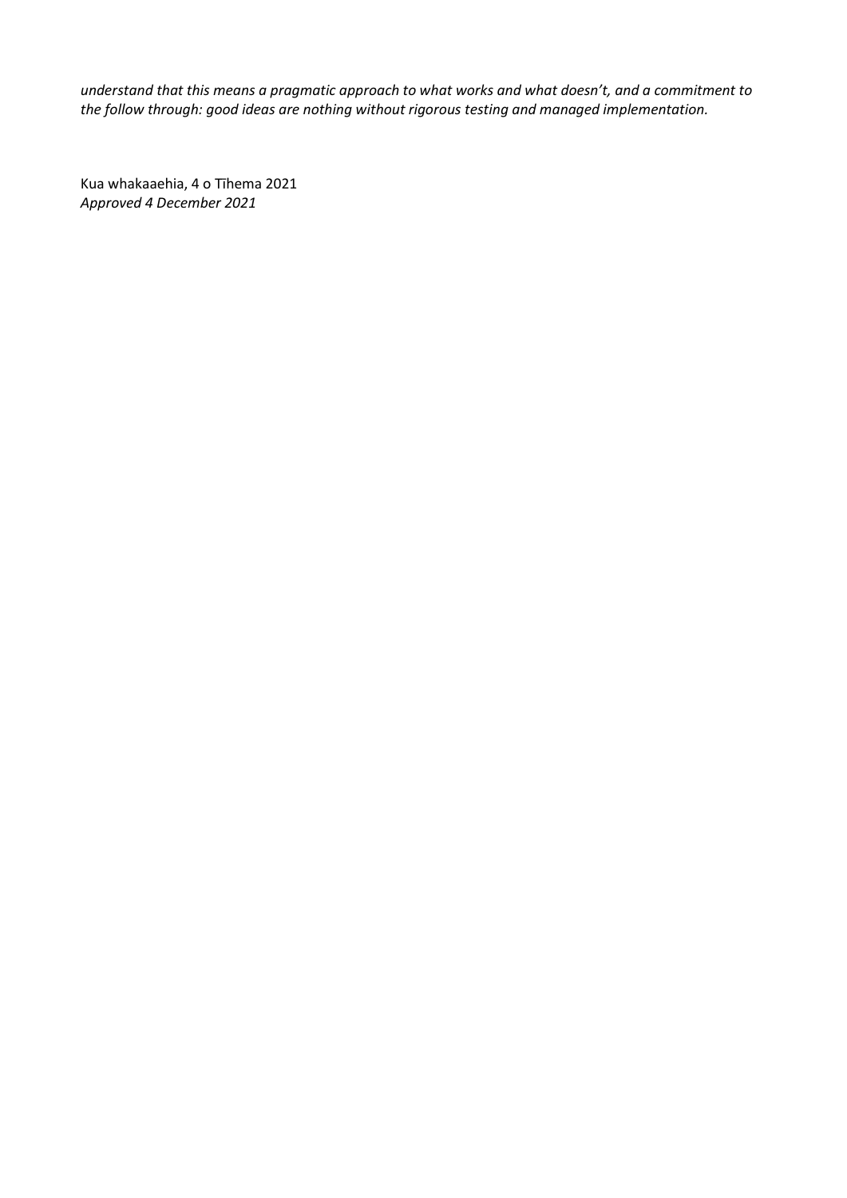*understand that this means a pragmatic approach to what works and what doesn't, and a commitment to the follow through: good ideas are nothing without rigorous testing and managed implementation.*

Kua whakaaehia, 4 o Tīhema 2021
*Approved 4 December 2021*